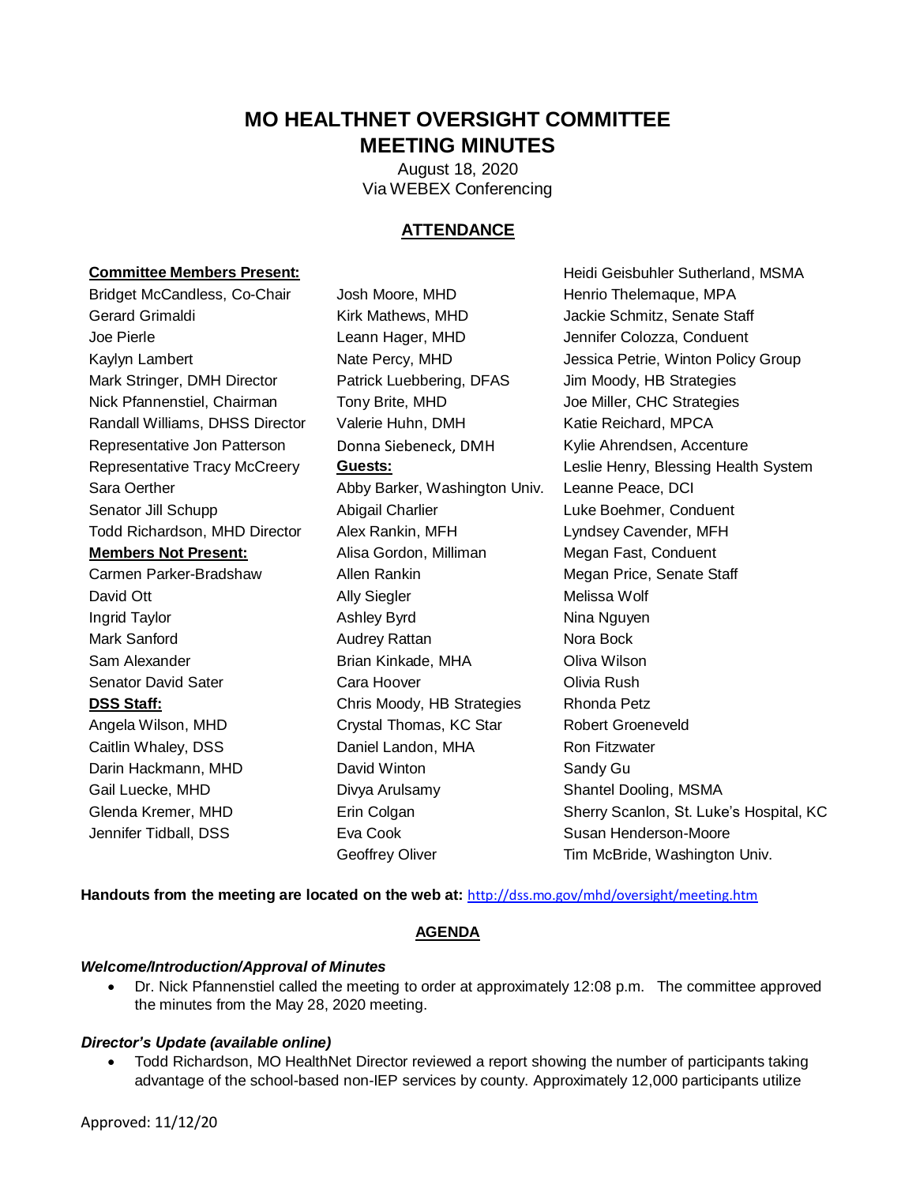# MO HEALTHNET OVERSIGHT COMMITTEE
# MEETING MINUTES

August 18, 2020
Via WEBEX Conferencing

## ATTENDANCE

**Committee Members Present:**
Bridget McCandless, Co-Chair
Gerard Grimaldi
Joe Pierle
Kaylyn Lambert
Mark Stringer, DMH Director
Nick Pfannenstiel, Chairman
Randall Williams, DHSS Director
Representative Jon Patterson
Representative Tracy McCreery
Sara Oerther
Senator Jill Schupp
Todd Richardson, MHD Director

**Members Not Present:**
Carmen Parker-Bradshaw
David Ott
Ingrid Taylor
Mark Sanford
Sam Alexander
Senator David Sater

**DSS Staff:**
Angela Wilson, MHD
Caitlin Whaley, DSS
Darin Hackmann, MHD
Gail Luecke, MHD
Glenda Kremer, MHD
Jennifer Tidball, DSS
Josh Moore, MHD
Kirk Mathews, MHD
Leann Hager, MHD
Nate Percy, MHD
Patrick Luebbering, DFAS
Tony Brite, MHD
Valerie Huhn, DMH
Donna Siebeneck, DMH

**Guests:**
Abby Barker, Washington Univ.
Abigail Charlier
Alex Rankin, MFH
Alisa Gordon, Milliman
Allen Rankin
Ally Siegler
Ashley Byrd
Audrey Rattan
Brian Kinkade, MHA
Cara Hoover
Chris Moody, HB Strategies
Crystal Thomas, KC Star
Daniel Landon, MHA
David Winton
Divya Arulsamy
Erin Colgan
Eva Cook
Geoffrey Oliver
Heidi Geisbuhler Sutherland, MSMA
Henrio Thelemaque, MPA
Jackie Schmitz, Senate Staff
Jennifer Colozza, Conduent
Jessica Petrie, Winton Policy Group
Jim Moody, HB Strategies
Joe Miller, CHC Strategies
Katie Reichard, MPCA
Kylie Ahrendsen, Accenture
Leslie Henry, Blessing Health System
Leanne Peace, DCI
Luke Boehmer, Conduent
Lyndsey Cavender, MFH
Megan Fast, Conduent
Megan Price, Senate Staff
Melissa Wolf
Nina Nguyen
Nora Bock
Oliva Wilson
Olivia Rush
Rhonda Petz
Robert Groeneveld
Ron Fitzwater
Sandy Gu
Shantel Dooling, MSMA
Sherry Scanlon, St. Luke's Hospital, KC
Susan Henderson-Moore
Tim McBride, Washington Univ.

**Handouts from the meeting are located on the web at:** http://dss.mo.gov/mhd/oversight/meeting.htm

## AGENDA

***Welcome/Introduction/Approval of Minutes***

- Dr. Nick Pfannenstiel called the meeting to order at approximately 12:08 p.m. The committee approved the minutes from the May 28, 2020 meeting.

***Director's Update (available online)***

- Todd Richardson, MO HealthNet Director reviewed a report showing the number of participants taking advantage of the school-based non-IEP services by county. Approximately 12,000 participants utilize

Approved: 11/12/20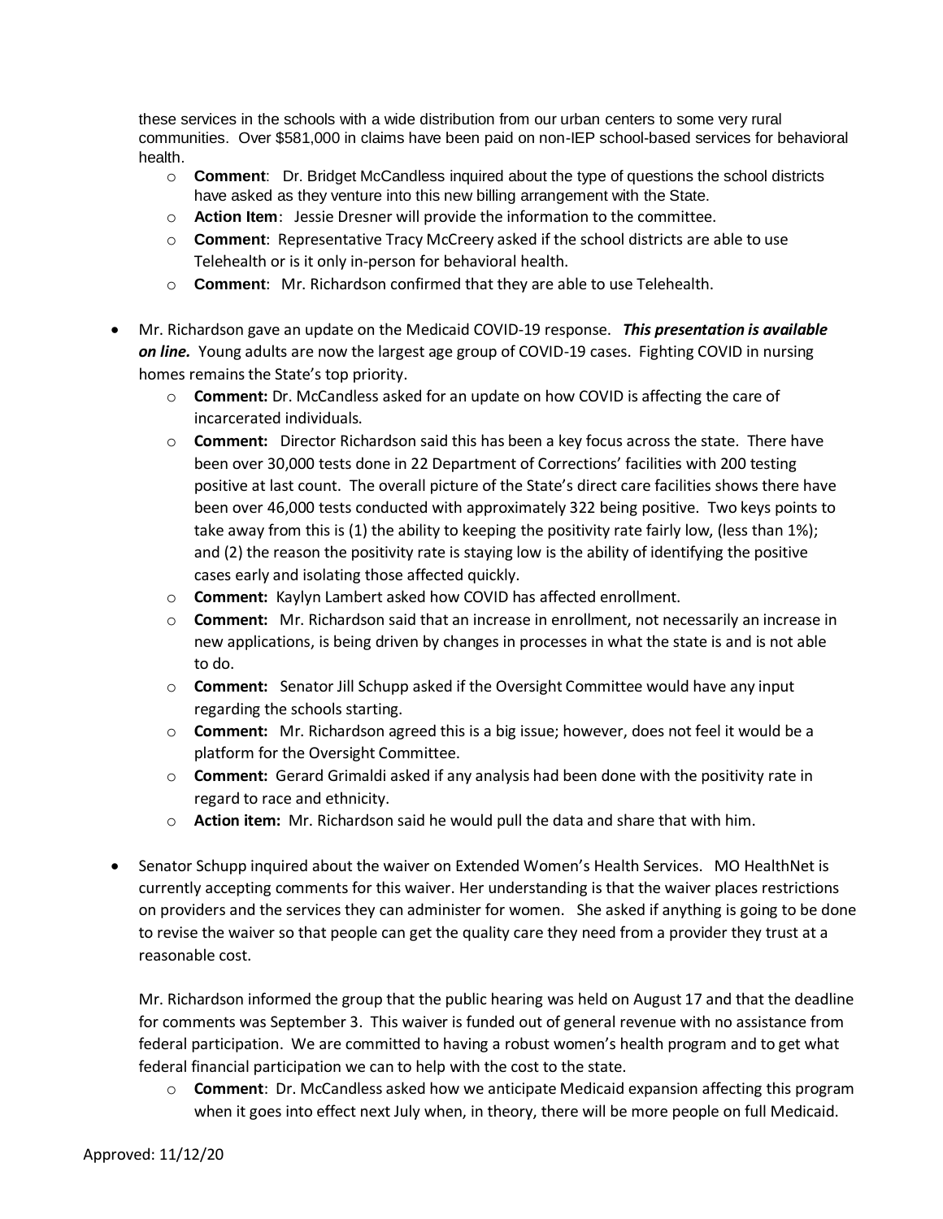these services in the schools with a wide distribution from our urban centers to some very rural communities. Over $581,000 in claims have been paid on non-IEP school-based services for behavioral health.

- **Comment**: Dr. Bridget McCandless inquired about the type of questions the school districts have asked as they venture into this new billing arrangement with the State.
- **Action Item**: Jessie Dresner will provide the information to the committee.
- **Comment**: Representative Tracy McCreery asked if the school districts are able to use Telehealth or is it only in-person for behavioral health.
- **Comment**: Mr. Richardson confirmed that they are able to use Telehealth.

- Mr. Richardson gave an update on the Medicaid COVID-19 response. ***This presentation is available on line.*** Young adults are now the largest age group of COVID-19 cases. Fighting COVID in nursing homes remains the State's top priority.
  - **Comment:** Dr. McCandless asked for an update on how COVID is affecting the care of incarcerated individuals.
  - **Comment:** Director Richardson said this has been a key focus across the state. There have been over 30,000 tests done in 22 Department of Corrections' facilities with 200 testing positive at last count. The overall picture of the State's direct care facilities shows there have been over 46,000 tests conducted with approximately 322 being positive. Two keys points to take away from this is (1) the ability to keeping the positivity rate fairly low, (less than 1%); and (2) the reason the positivity rate is staying low is the ability of identifying the positive cases early and isolating those affected quickly.
  - **Comment:** Kaylyn Lambert asked how COVID has affected enrollment.
  - **Comment:** Mr. Richardson said that an increase in enrollment, not necessarily an increase in new applications, is being driven by changes in processes in what the state is and is not able to do.
  - **Comment:** Senator Jill Schupp asked if the Oversight Committee would have any input regarding the schools starting.
  - **Comment:** Mr. Richardson agreed this is a big issue; however, does not feel it would be a platform for the Oversight Committee.
  - **Comment:** Gerard Grimaldi asked if any analysis had been done with the positivity rate in regard to race and ethnicity.
  - **Action item:** Mr. Richardson said he would pull the data and share that with him.

- Senator Schupp inquired about the waiver on Extended Women's Health Services. MO HealthNet is currently accepting comments for this waiver. Her understanding is that the waiver places restrictions on providers and the services they can administer for women. She asked if anything is going to be done to revise the waiver so that people can get the quality care they need from a provider they trust at a reasonable cost.

  Mr. Richardson informed the group that the public hearing was held on August 17 and that the deadline for comments was September 3. This waiver is funded out of general revenue with no assistance from federal participation. We are committed to having a robust women's health program and to get what federal financial participation we can to help with the cost to the state.

  - **Comment**: Dr. McCandless asked how we anticipate Medicaid expansion affecting this program when it goes into effect next July when, in theory, there will be more people on full Medicaid.

Approved: 11/12/20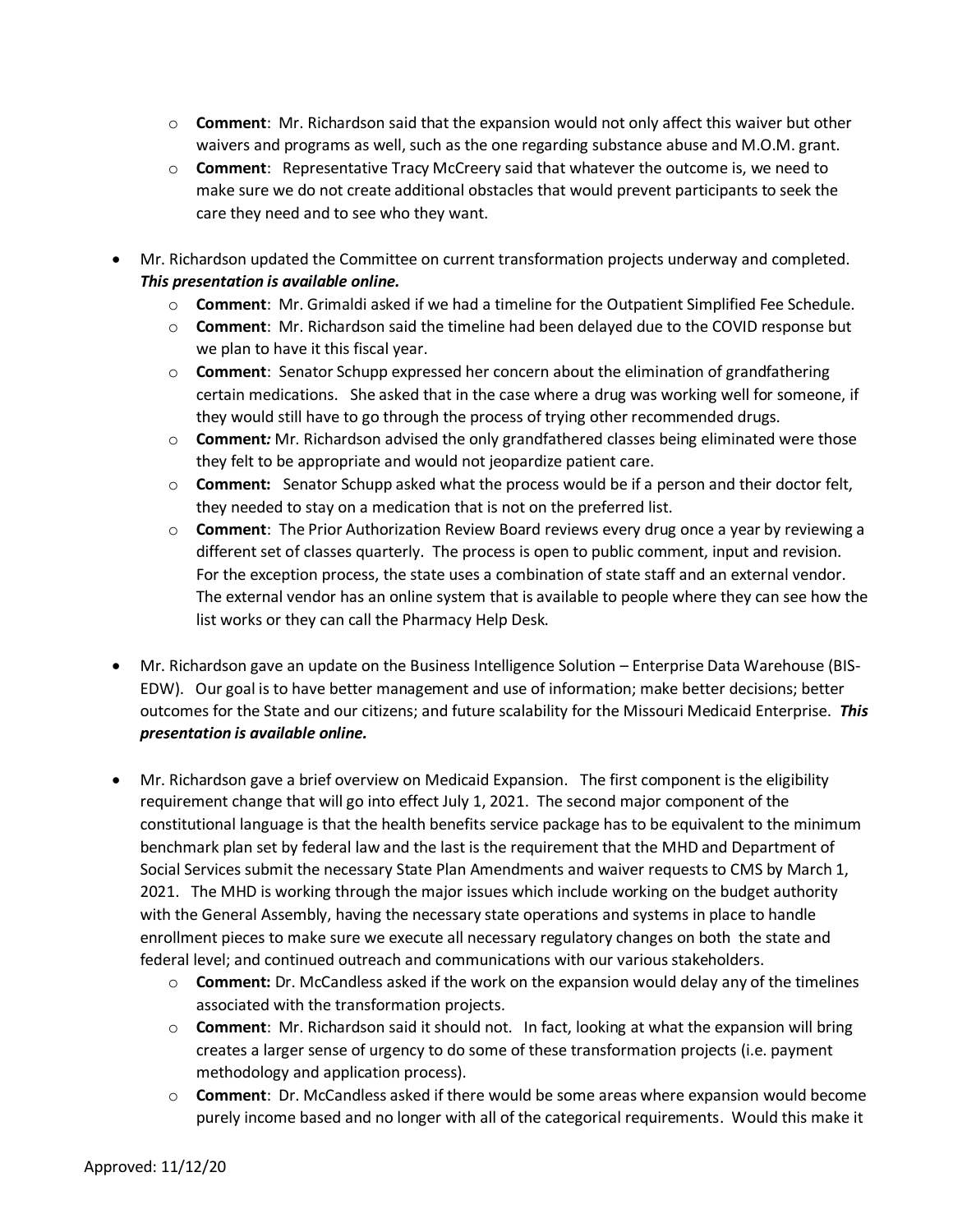- **Comment**: Mr. Richardson said that the expansion would not only affect this waiver but other waivers and programs as well, such as the one regarding substance abuse and M.O.M. grant.
  - **Comment**: Representative Tracy McCreery said that whatever the outcome is, we need to make sure we do not create additional obstacles that would prevent participants to seek the care they need and to see who they want.

- Mr. Richardson updated the Committee on current transformation projects underway and completed. ***This presentation is available online.***
  - **Comment**: Mr. Grimaldi asked if we had a timeline for the Outpatient Simplified Fee Schedule.
  - **Comment**: Mr. Richardson said the timeline had been delayed due to the COVID response but we plan to have it this fiscal year.
  - **Comment**: Senator Schupp expressed her concern about the elimination of grandfathering certain medications. She asked that in the case where a drug was working well for someone, if they would still have to go through the process of trying other recommended drugs.
  - **Comment***:* Mr. Richardson advised the only grandfathered classes being eliminated were those they felt to be appropriate and would not jeopardize patient care.
  - **Comment:** Senator Schupp asked what the process would be if a person and their doctor felt, they needed to stay on a medication that is not on the preferred list.
  - **Comment**: The Prior Authorization Review Board reviews every drug once a year by reviewing a different set of classes quarterly. The process is open to public comment, input and revision. For the exception process, the state uses a combination of state staff and an external vendor. The external vendor has an online system that is available to people where they can see how the list works or they can call the Pharmacy Help Desk.

- Mr. Richardson gave an update on the Business Intelligence Solution – Enterprise Data Warehouse (BIS-EDW). Our goal is to have better management and use of information; make better decisions; better outcomes for the State and our citizens; and future scalability for the Missouri Medicaid Enterprise. ***This presentation is available online.***

- Mr. Richardson gave a brief overview on Medicaid Expansion. The first component is the eligibility requirement change that will go into effect July 1, 2021. The second major component of the constitutional language is that the health benefits service package has to be equivalent to the minimum benchmark plan set by federal law and the last is the requirement that the MHD and Department of Social Services submit the necessary State Plan Amendments and waiver requests to CMS by March 1, 2021. The MHD is working through the major issues which include working on the budget authority with the General Assembly, having the necessary state operations and systems in place to handle enrollment pieces to make sure we execute all necessary regulatory changes on both the state and federal level; and continued outreach and communications with our various stakeholders.
  - **Comment:** Dr. McCandless asked if the work on the expansion would delay any of the timelines associated with the transformation projects.
  - **Comment**: Mr. Richardson said it should not. In fact, looking at what the expansion will bring creates a larger sense of urgency to do some of these transformation projects (i.e. payment methodology and application process).
  - **Comment**: Dr. McCandless asked if there would be some areas where expansion would become purely income based and no longer with all of the categorical requirements. Would this make it

Approved: 11/12/20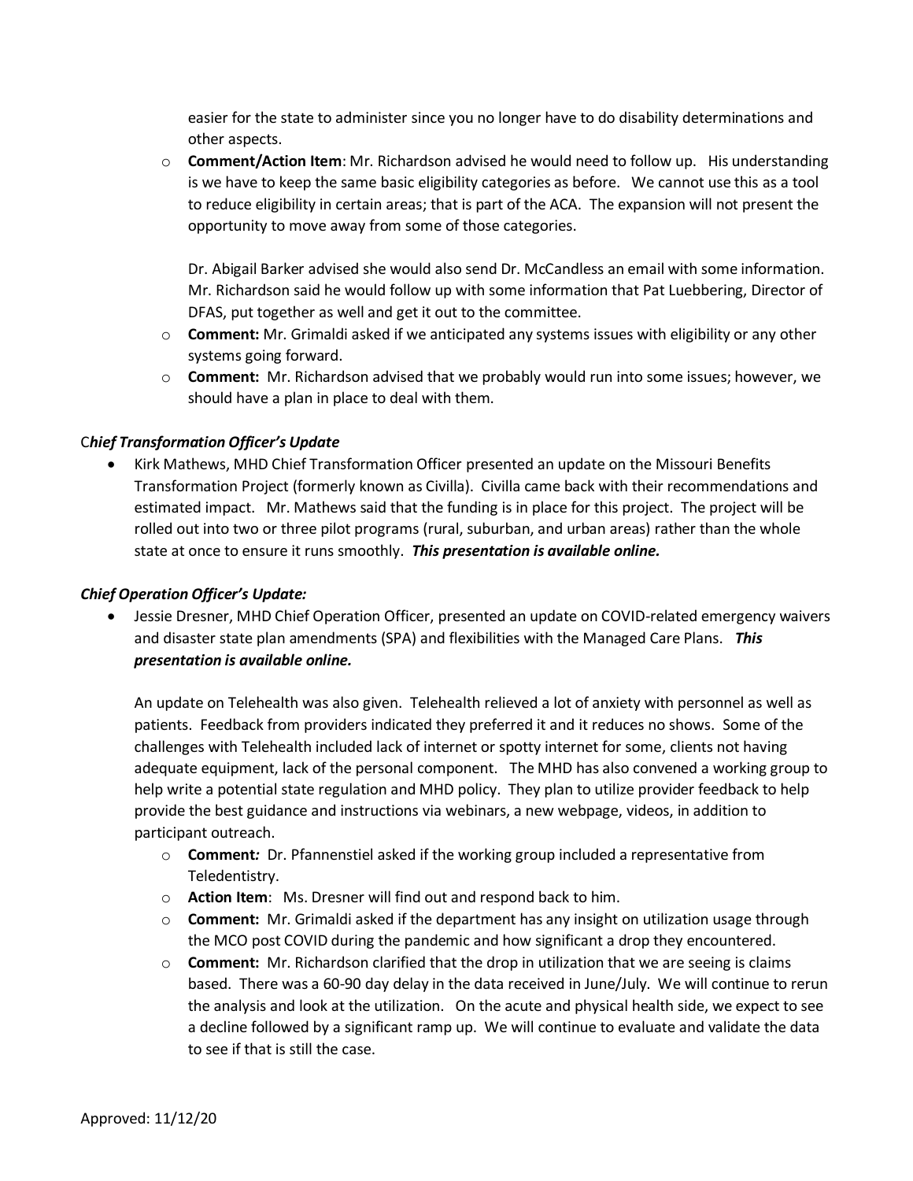easier for the state to administer since you no longer have to do disability determinations and other aspects.

- **Comment/Action Item**: Mr. Richardson advised he would need to follow up. His understanding is we have to keep the same basic eligibility categories as before. We cannot use this as a tool to reduce eligibility in certain areas; that is part of the ACA. The expansion will not present the opportunity to move away from some of those categories.

  Dr. Abigail Barker advised she would also send Dr. McCandless an email with some information. Mr. Richardson said he would follow up with some information that Pat Luebbering, Director of DFAS, put together as well and get it out to the committee.
- **Comment:** Mr. Grimaldi asked if we anticipated any systems issues with eligibility or any other systems going forward.
- **Comment:** Mr. Richardson advised that we probably would run into some issues; however, we should have a plan in place to deal with them.

### C*hief Transformation Officer's Update*

- Kirk Mathews, MHD Chief Transformation Officer presented an update on the Missouri Benefits Transformation Project (formerly known as Civilla). Civilla came back with their recommendations and estimated impact. Mr. Mathews said that the funding is in place for this project. The project will be rolled out into two or three pilot programs (rural, suburban, and urban areas) rather than the whole state at once to ensure it runs smoothly. ***This presentation is available online.***

### *Chief Operation Officer's Update:*

- Jessie Dresner, MHD Chief Operation Officer, presented an update on COVID-related emergency waivers and disaster state plan amendments (SPA) and flexibilities with the Managed Care Plans. ***This presentation is available online.***

  An update on Telehealth was also given. Telehealth relieved a lot of anxiety with personnel as well as patients. Feedback from providers indicated they preferred it and it reduces no shows. Some of the challenges with Telehealth included lack of internet or spotty internet for some, clients not having adequate equipment, lack of the personal component. The MHD has also convened a working group to help write a potential state regulation and MHD policy. They plan to utilize provider feedback to help provide the best guidance and instructions via webinars, a new webpage, videos, in addition to participant outreach.

  - **Comment***:* Dr. Pfannenstiel asked if the working group included a representative from Teledentistry.
  - **Action Item**: Ms. Dresner will find out and respond back to him.
  - **Comment:** Mr. Grimaldi asked if the department has any insight on utilization usage through the MCO post COVID during the pandemic and how significant a drop they encountered.
  - **Comment:** Mr. Richardson clarified that the drop in utilization that we are seeing is claims based. There was a 60-90 day delay in the data received in June/July. We will continue to rerun the analysis and look at the utilization. On the acute and physical health side, we expect to see a decline followed by a significant ramp up. We will continue to evaluate and validate the data to see if that is still the case.

Approved: 11/12/20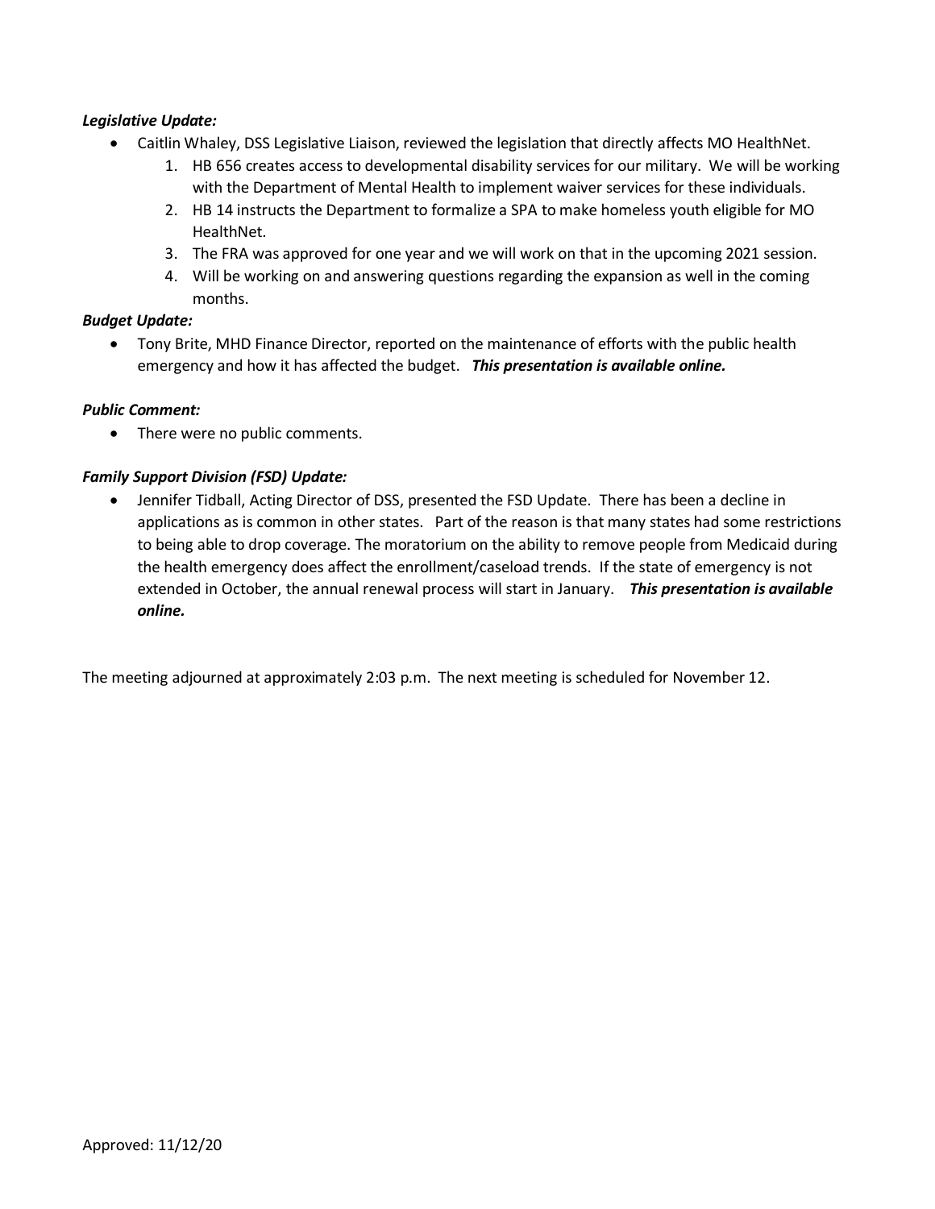***Legislative Update:***

- Caitlin Whaley, DSS Legislative Liaison, reviewed the legislation that directly affects MO HealthNet.
  1. HB 656 creates access to developmental disability services for our military. We will be working with the Department of Mental Health to implement waiver services for these individuals.
  2. HB 14 instructs the Department to formalize a SPA to make homeless youth eligible for MO HealthNet.
  3. The FRA was approved for one year and we will work on that in the upcoming 2021 session.
  4. Will be working on and answering questions regarding the expansion as well in the coming months.

***Budget Update:***

- Tony Brite, MHD Finance Director, reported on the maintenance of efforts with the public health emergency and how it has affected the budget. ***This presentation is available online.***

***Public Comment:***

- There were no public comments.

***Family Support Division (FSD) Update:***

- Jennifer Tidball, Acting Director of DSS, presented the FSD Update. There has been a decline in applications as is common in other states. Part of the reason is that many states had some restrictions to being able to drop coverage. The moratorium on the ability to remove people from Medicaid during the health emergency does affect the enrollment/caseload trends. If the state of emergency is not extended in October, the annual renewal process will start in January. ***This presentation is available online.***

The meeting adjourned at approximately 2:03 p.m. The next meeting is scheduled for November 12.

Approved: 11/12/20